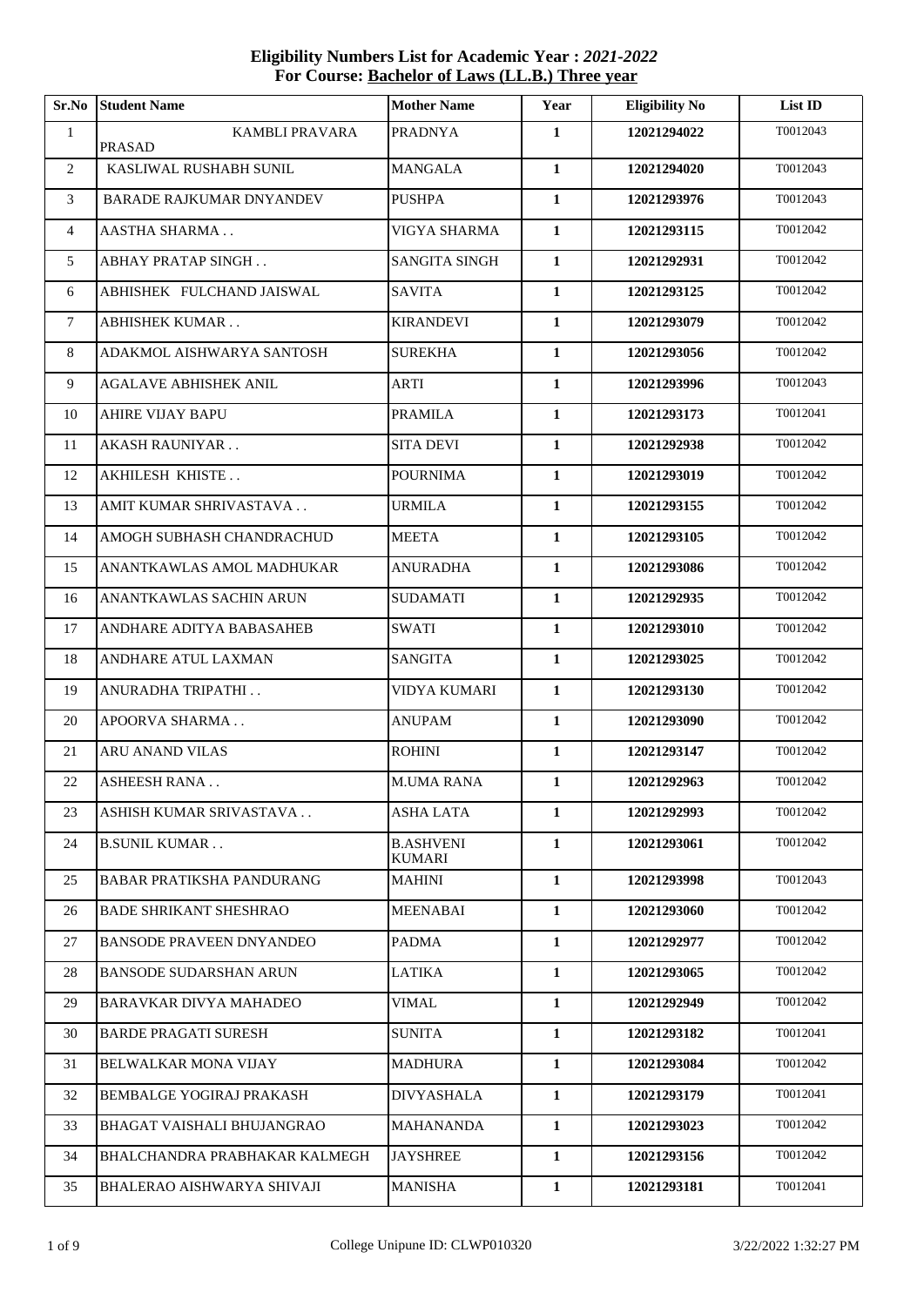**Eligibility Numbers List for Academic Year : *2021-2022***
**For Course: Bachelor of Laws (LL.B.) Three year**

| Sr.No | Student Name | Mother Name | Year | Eligibility No | List ID |
|---|---|---|---|---|---|
| 1 | KAMBLI PRAVARA PRASAD | PRADNYA | 1 | 12021294022 | T0012043 |
| 2 | KASLIWAL RUSHABH SUNIL | MANGALA | 1 | 12021294020 | T0012043 |
| 3 | BARADE RAJKUMAR DNYANDEV | PUSHPA | 1 | 12021293976 | T0012043 |
| 4 | AASTHA SHARMA . . | VIGYA SHARMA | 1 | 12021293115 | T0012042 |
| 5 | ABHAY PRATAP SINGH . . | SANGITA SINGH | 1 | 12021292931 | T0012042 |
| 6 | ABHISHEK FULCHAND JAISWAL | SAVITA | 1 | 12021293125 | T0012042 |
| 7 | ABHISHEK KUMAR . . | KIRANDEVI | 1 | 12021293079 | T0012042 |
| 8 | ADAKMOL AISHWARYA SANTOSH | SUREKHA | 1 | 12021293056 | T0012042 |
| 9 | AGALAVE ABHISHEK ANIL | ARTI | 1 | 12021293996 | T0012043 |
| 10 | AHIRE VIJAY BAPU | PRAMILA | 1 | 12021293173 | T0012041 |
| 11 | AKASH RAUNIYAR . . | SITA DEVI | 1 | 12021292938 | T0012042 |
| 12 | AKHILESH KHISTE . . | POURNIMA | 1 | 12021293019 | T0012042 |
| 13 | AMIT KUMAR SHRIVASTAVA . . | URMILA | 1 | 12021293155 | T0012042 |
| 14 | AMOGH SUBHASH CHANDRACHUD | MEETA | 1 | 12021293105 | T0012042 |
| 15 | ANANTKAWLAS AMOL MADHUKAR | ANURADHA | 1 | 12021293086 | T0012042 |
| 16 | ANANTKAWLAS SACHIN ARUN | SUDAMATI | 1 | 12021292935 | T0012042 |
| 17 | ANDHARE ADITYA BABASAHEB | SWATI | 1 | 12021293010 | T0012042 |
| 18 | ANDHARE ATUL LAXMAN | SANGITA | 1 | 12021293025 | T0012042 |
| 19 | ANURADHA TRIPATHI . . | VIDYA KUMARI | 1 | 12021293130 | T0012042 |
| 20 | APOORVA SHARMA . . | ANUPAM | 1 | 12021293090 | T0012042 |
| 21 | ARU ANAND VILAS | ROHINI | 1 | 12021293147 | T0012042 |
| 22 | ASHEESH RANA . . | M.UMA RANA | 1 | 12021292963 | T0012042 |
| 23 | ASHISH KUMAR SRIVASTAVA . . | ASHA LATA | 1 | 12021292993 | T0012042 |
| 24 | B.SUNIL KUMAR . . | B.ASHVENI KUMARI | 1 | 12021293061 | T0012042 |
| 25 | BABAR PRATIKSHA PANDURANG | MAHINI | 1 | 12021293998 | T0012043 |
| 26 | BADE SHRIKANT SHESHRAO | MEENABAI | 1 | 12021293060 | T0012042 |
| 27 | BANSODE PRAVEEN DNYANDEO | PADMA | 1 | 12021292977 | T0012042 |
| 28 | BANSODE SUDARSHAN ARUN | LATIKA | 1 | 12021293065 | T0012042 |
| 29 | BARAVKAR DIVYA MAHADEO | VIMAL | 1 | 12021292949 | T0012042 |
| 30 | BARDE PRAGATI SURESH | SUNITA | 1 | 12021293182 | T0012041 |
| 31 | BELWALKAR MONA VIJAY | MADHURA | 1 | 12021293084 | T0012042 |
| 32 | BEMBALGE YOGIRAJ PRAKASH | DIVYASHALA | 1 | 12021293179 | T0012041 |
| 33 | BHAGAT VAISHALI BHUJANGRAO | MAHANANDA | 1 | 12021293023 | T0012042 |
| 34 | BHALCHANDRA PRABHAKAR KALMEGH | JAYSHREE | 1 | 12021293156 | T0012042 |
| 35 | BHALERAO AISHWARYA SHIVAJI | MANISHA | 1 | 12021293181 | T0012041 |

College Unipune ID: CLWP010320 3/22/2022 1:32:27 PM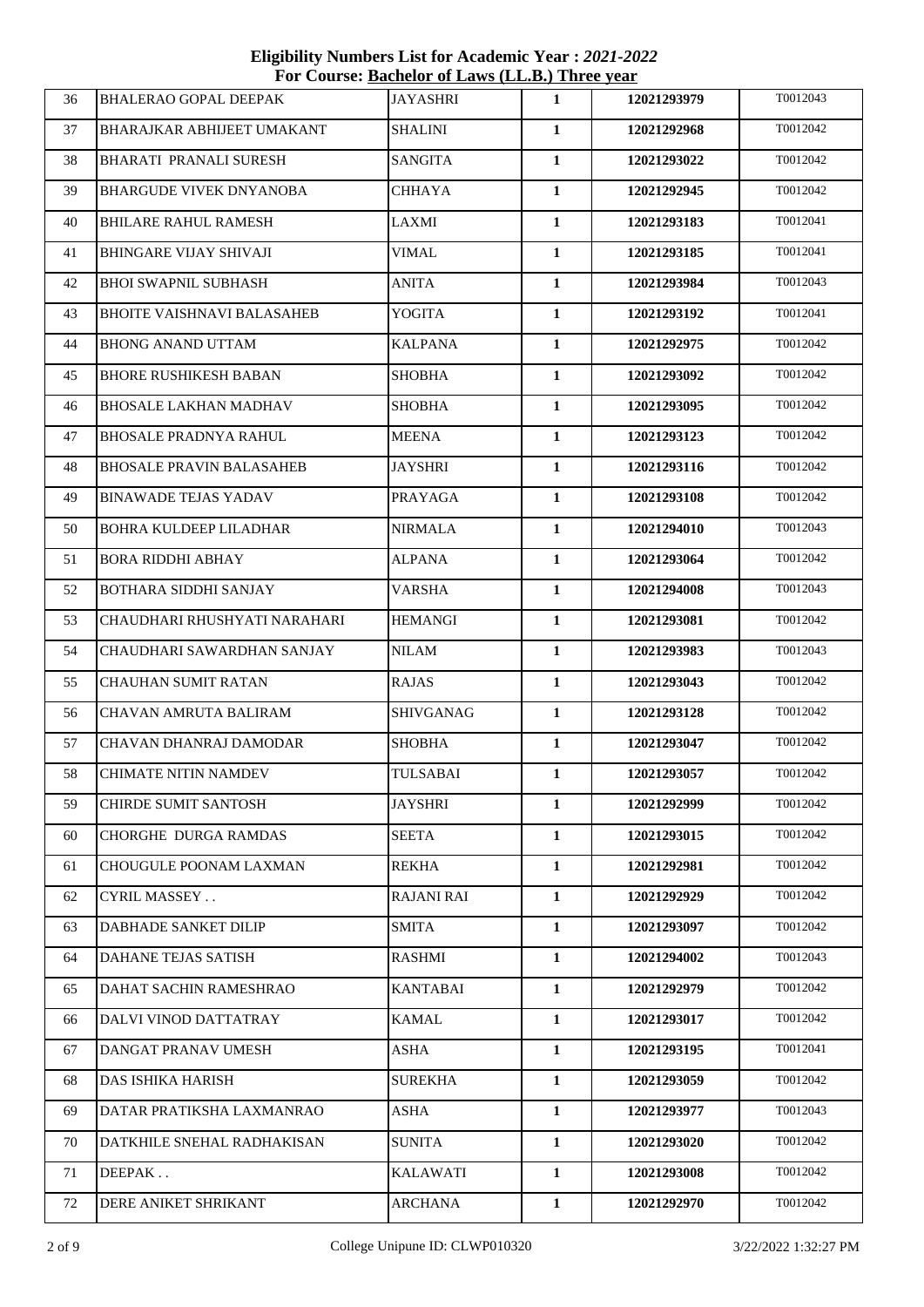**Eligibility Numbers List for Academic Year : *2021-2022***
**For Course: Bachelor of Laws (LL.B.) Three year**

| | | | | | |
|---|---|---|---|---|---|
| 36 | BHALERAO GOPAL DEEPAK | JAYASHRI | 1 | 12021293979 | T0012043 |
| 37 | BHARAJKAR ABHIJEET UMAKANT | SHALINI | 1 | 12021292968 | T0012042 |
| 38 | BHARATI PRANALI SURESH | SANGITA | 1 | 12021293022 | T0012042 |
| 39 | BHARGUDE VIVEK DNYANOBA | CHHAYA | 1 | 12021292945 | T0012042 |
| 40 | BHILARE RAHUL RAMESH | LAXMI | 1 | 12021293183 | T0012041 |
| 41 | BHINGARE VIJAY SHIVAJI | VIMAL | 1 | 12021293185 | T0012041 |
| 42 | BHOI SWAPNIL SUBHASH | ANITA | 1 | 12021293984 | T0012043 |
| 43 | BHOITE VAISHNAVI BALASAHEB | YOGITA | 1 | 12021293192 | T0012041 |
| 44 | BHONG ANAND UTTAM | KALPANA | 1 | 12021292975 | T0012042 |
| 45 | BHORE RUSHIKESH BABAN | SHOBHA | 1 | 12021293092 | T0012042 |
| 46 | BHOSALE LAKHAN MADHAV | SHOBHA | 1 | 12021293095 | T0012042 |
| 47 | BHOSALE PRADNYA RAHUL | MEENA | 1 | 12021293123 | T0012042 |
| 48 | BHOSALE PRAVIN BALASAHEB | JAYSHRI | 1 | 12021293116 | T0012042 |
| 49 | BINAWADE TEJAS YADAV | PRAYAGA | 1 | 12021293108 | T0012042 |
| 50 | BOHRA KULDEEP LILADHAR | NIRMALA | 1 | 12021294010 | T0012043 |
| 51 | BORA RIDDHI ABHAY | ALPANA | 1 | 12021293064 | T0012042 |
| 52 | BOTHARA SIDDHI SANJAY | VARSHA | 1 | 12021294008 | T0012043 |
| 53 | CHAUDHARI RHUSHYATI NARAHARI | HEMANGI | 1 | 12021293081 | T0012042 |
| 54 | CHAUDHARI SAWARDHAN SANJAY | NILAM | 1 | 12021293983 | T0012043 |
| 55 | CHAUHAN SUMIT RATAN | RAJAS | 1 | 12021293043 | T0012042 |
| 56 | CHAVAN AMRUTA BALIRAM | SHIVGANAG | 1 | 12021293128 | T0012042 |
| 57 | CHAVAN DHANRAJ DAMODAR | SHOBHA | 1 | 12021293047 | T0012042 |
| 58 | CHIMATE NITIN NAMDEV | TULSABAI | 1 | 12021293057 | T0012042 |
| 59 | CHIRDE SUMIT SANTOSH | JAYSHRI | 1 | 12021292999 | T0012042 |
| 60 | CHORGHE DURGA RAMDAS | SEETA | 1 | 12021293015 | T0012042 |
| 61 | CHOUGULE POONAM LAXMAN | REKHA | 1 | 12021292981 | T0012042 |
| 62 | CYRIL MASSEY . . | RAJANI RAI | 1 | 12021292929 | T0012042 |
| 63 | DABHADE SANKET DILIP | SMITA | 1 | 12021293097 | T0012042 |
| 64 | DAHANE TEJAS SATISH | RASHMI | 1 | 12021294002 | T0012043 |
| 65 | DAHAT SACHIN RAMESHRAO | KANTABAI | 1 | 12021292979 | T0012042 |
| 66 | DALVI VINOD DATTATRAY | KAMAL | 1 | 12021293017 | T0012042 |
| 67 | DANGAT PRANAV UMESH | ASHA | 1 | 12021293195 | T0012041 |
| 68 | DAS ISHIKA HARISH | SUREKHA | 1 | 12021293059 | T0012042 |
| 69 | DATAR PRATIKSHA LAXMANRAO | ASHA | 1 | 12021293977 | T0012043 |
| 70 | DATKHILE SNEHAL RADHAKISAN | SUNITA | 1 | 12021293020 | T0012042 |
| 71 | DEEPAK . . | KALAWATI | 1 | 12021293008 | T0012042 |
| 72 | DERE ANIKET SHRIKANT | ARCHANA | 1 | 12021292970 | T0012042 |

College Unipune ID: CLWP010320 3/22/2022 1:32:27 PM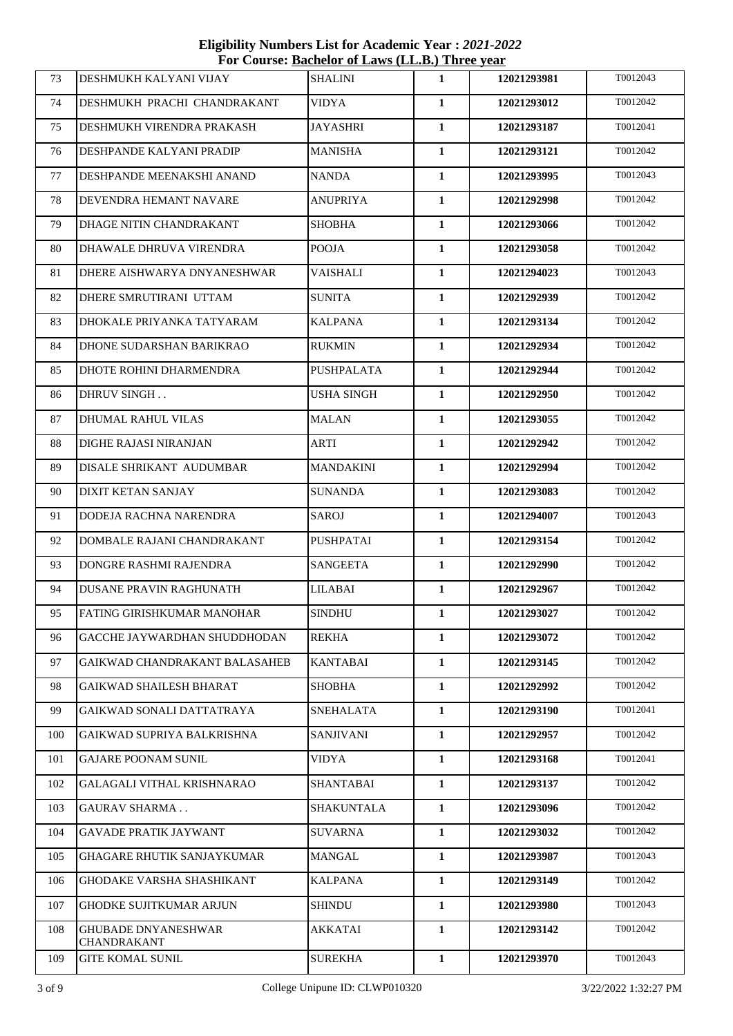**Eligibility Numbers List for Academic Year : *2021-2022***
**For Course: Bachelor of Laws (LL.B.) Three year**

| | | | | | |
|---|---|---|---|---|---|
| 73 | DESHMUKH KALYANI VIJAY | SHALINI | **1** | **12021293981** | T0012043 |
| 74 | DESHMUKH PRACHI CHANDRAKANT | VIDYA | **1** | **12021293012** | T0012042 |
| 75 | DESHMUKH VIRENDRA PRAKASH | JAYASHRI | **1** | **12021293187** | T0012041 |
| 76 | DESHPANDE KALYANI PRADIP | MANISHA | **1** | **12021293121** | T0012042 |
| 77 | DESHPANDE MEENAKSHI ANAND | NANDA | **1** | **12021293995** | T0012043 |
| 78 | DEVENDRA HEMANT NAVARE | ANUPRIYA | **1** | **12021292998** | T0012042 |
| 79 | DHAGE NITIN CHANDRAKANT | SHOBHA | **1** | **12021293066** | T0012042 |
| 80 | DHAWALE DHRUVA VIRENDRA | POOJA | **1** | **12021293058** | T0012042 |
| 81 | DHERE AISHWARYA DNYANESHWAR | VAISHALI | **1** | **12021294023** | T0012043 |
| 82 | DHERE SMRUTIRANI UTTAM | SUNITA | **1** | **12021292939** | T0012042 |
| 83 | DHOKALE PRIYANKA TATYARAM | KALPANA | **1** | **12021293134** | T0012042 |
| 84 | DHONE SUDARSHAN BARIKRAO | RUKMIN | **1** | **12021292934** | T0012042 |
| 85 | DHOTE ROHINI DHARMENDRA | PUSHPALATA | **1** | **12021292944** | T0012042 |
| 86 | DHRUV SINGH . . | USHA SINGH | **1** | **12021292950** | T0012042 |
| 87 | DHUMAL RAHUL VILAS | MALAN | **1** | **12021293055** | T0012042 |
| 88 | DIGHE RAJASI NIRANJAN | ARTI | **1** | **12021292942** | T0012042 |
| 89 | DISALE SHRIKANT AUDUMBAR | MANDAKINI | **1** | **12021292994** | T0012042 |
| 90 | DIXIT KETAN SANJAY | SUNANDA | **1** | **12021293083** | T0012042 |
| 91 | DODEJA RACHNA NARENDRA | SAROJ | **1** | **12021294007** | T0012043 |
| 92 | DOMBALE RAJANI CHANDRAKANT | PUSHPATAI | **1** | **12021293154** | T0012042 |
| 93 | DONGRE RASHMI RAJENDRA | SANGEETA | **1** | **12021292990** | T0012042 |
| 94 | DUSANE PRAVIN RAGHUNATH | LILABAI | **1** | **12021292967** | T0012042 |
| 95 | FATING GIRISHKUMAR MANOHAR | SINDHU | **1** | **12021293027** | T0012042 |
| 96 | GACCHE JAYWARDHAN SHUDDHODAN | REKHA | **1** | **12021293072** | T0012042 |
| 97 | GAIKWAD CHANDRAKANT BALASAHEB | KANTABAI | **1** | **12021293145** | T0012042 |
| 98 | GAIKWAD SHAILESH BHARAT | SHOBHA | **1** | **12021292992** | T0012042 |
| 99 | GAIKWAD SONALI DATTATRAYA | SNEHALATA | **1** | **12021293190** | T0012041 |
| 100 | GAIKWAD SUPRIYA BALKRISHNA | SANJIVANI | **1** | **12021292957** | T0012042 |
| 101 | GAJARE POONAM SUNIL | VIDYA | **1** | **12021293168** | T0012041 |
| 102 | GALAGALI VITHAL KRISHNARAO | SHANTABAI | **1** | **12021293137** | T0012042 |
| 103 | GAURAV SHARMA . . | SHAKUNTALA | **1** | **12021293096** | T0012042 |
| 104 | GAVADE PRATIK JAYWANT | SUVARNA | **1** | **12021293032** | T0012042 |
| 105 | GHAGARE RHUTIK SANJAYKUMAR | MANGAL | **1** | **12021293987** | T0012043 |
| 106 | GHODAKE VARSHA SHASHIKANT | KALPANA | **1** | **12021293149** | T0012042 |
| 107 | GHODKE SUJITKUMAR ARJUN | SHINDU | **1** | **12021293980** | T0012043 |
| 108 | GHUBADE DNYANESHWAR CHANDRAKANT | AKKATAI | **1** | **12021293142** | T0012042 |
| 109 | GITE KOMAL SUNIL | SUREKHA | **1** | **12021293970** | T0012043 |

College Unipune ID: CLWP010320 3/22/2022 1:32:27 PM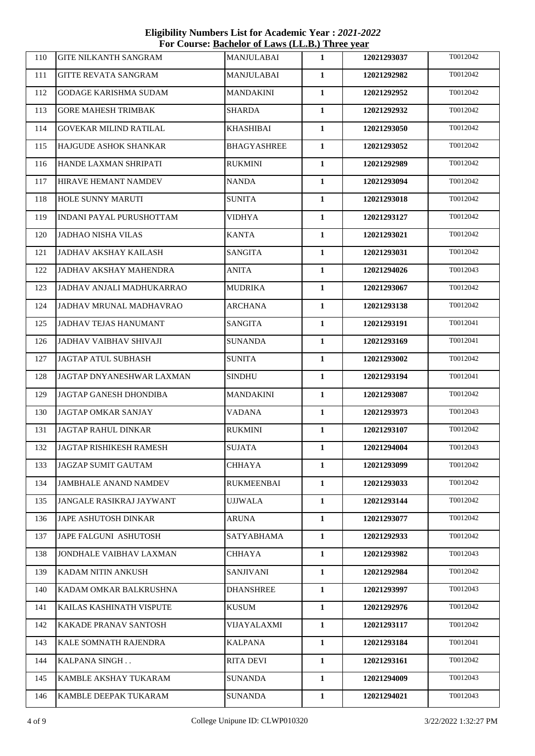**Eligibility Numbers List for Academic Year :** ***2021-2022***
**For Course: Bachelor of Laws (LL.B.) Three year**

| | | | | | |
|---|---|---|---|---|---|
| 110 | GITE NILKANTH SANGRAM | MANJULABAI | 1 | 12021293037 | T0012042 |
| 111 | GITTE REVATA SANGRAM | MANJULABAI | 1 | 12021292982 | T0012042 |
| 112 | GODAGE KARISHMA SUDAM | MANDAKINI | 1 | 12021292952 | T0012042 |
| 113 | GORE MAHESH TRIMBAK | SHARDA | 1 | 12021292932 | T0012042 |
| 114 | GOVEKAR MILIND RATILAL | KHASHIBAI | 1 | 12021293050 | T0012042 |
| 115 | HAJGUDE ASHOK SHANKAR | BHAGYASHREE | 1 | 12021293052 | T0012042 |
| 116 | HANDE LAXMAN SHRIPATI | RUKMINI | 1 | 12021292989 | T0012042 |
| 117 | HIRAVE HEMANT NAMDEV | NANDA | 1 | 12021293094 | T0012042 |
| 118 | HOLE SUNNY MARUTI | SUNITA | 1 | 12021293018 | T0012042 |
| 119 | INDANI PAYAL PURUSHOTTAM | VIDHYA | 1 | 12021293127 | T0012042 |
| 120 | JADHAO NISHA VILAS | KANTA | 1 | 12021293021 | T0012042 |
| 121 | JADHAV AKSHAY KAILASH | SANGITA | 1 | 12021293031 | T0012042 |
| 122 | JADHAV AKSHAY MAHENDRA | ANITA | 1 | 12021294026 | T0012043 |
| 123 | JADHAV ANJALI MADHUKARRAO | MUDRIKA | 1 | 12021293067 | T0012042 |
| 124 | JADHAV MRUNAL MADHAVRAO | ARCHANA | 1 | 12021293138 | T0012042 |
| 125 | JADHAV TEJAS HANUMANT | SANGITA | 1 | 12021293191 | T0012041 |
| 126 | JADHAV VAIBHAV SHIVAJI | SUNANDA | 1 | 12021293169 | T0012041 |
| 127 | JAGTAP ATUL SUBHASH | SUNITA | 1 | 12021293002 | T0012042 |
| 128 | JAGTAP DNYANESHWAR LAXMAN | SINDHU | 1 | 12021293194 | T0012041 |
| 129 | JAGTAP GANESH DHONDIBA | MANDAKINI | 1 | 12021293087 | T0012042 |
| 130 | JAGTAP OMKAR SANJAY | VADANA | 1 | 12021293973 | T0012043 |
| 131 | JAGTAP RAHUL DINKAR | RUKMINI | 1 | 12021293107 | T0012042 |
| 132 | JAGTAP RISHIKESH RAMESH | SUJATA | 1 | 12021294004 | T0012043 |
| 133 | JAGZAP SUMIT GAUTAM | CHHAYA | 1 | 12021293099 | T0012042 |
| 134 | JAMBHALE ANAND NAMDEV | RUKMEENBAI | 1 | 12021293033 | T0012042 |
| 135 | JANGALE RASIKRAJ JAYWANT | UJJWALA | 1 | 12021293144 | T0012042 |
| 136 | JAPE ASHUTOSH DINKAR | ARUNA | 1 | 12021293077 | T0012042 |
| 137 | JAPE FALGUNI ASHUTOSH | SATYABHAMA | 1 | 12021292933 | T0012042 |
| 138 | JONDHALE VAIBHAV LAXMAN | CHHAYA | 1 | 12021293982 | T0012043 |
| 139 | KADAM NITIN ANKUSH | SANJIVANI | 1 | 12021292984 | T0012042 |
| 140 | KADAM OMKAR BALKRUSHNA | DHANSHREE | 1 | 12021293997 | T0012043 |
| 141 | KAILAS KASHINATH VISPUTE | KUSUM | 1 | 12021292976 | T0012042 |
| 142 | KAKADE PRANAV SANTOSH | VIJAYALAXMI | 1 | 12021293117 | T0012042 |
| 143 | KALE SOMNATH RAJENDRA | KALPANA | 1 | 12021293184 | T0012041 |
| 144 | KALPANA SINGH . . | RITA DEVI | 1 | 12021293161 | T0012042 |
| 145 | KAMBLE AKSHAY TUKARAM | SUNANDA | 1 | 12021294009 | T0012043 |
| 146 | KAMBLE DEEPAK TUKARAM | SUNANDA | 1 | 12021294021 | T0012043 |

College Unipune ID: CLWP010320 3/22/2022 1:32:27 PM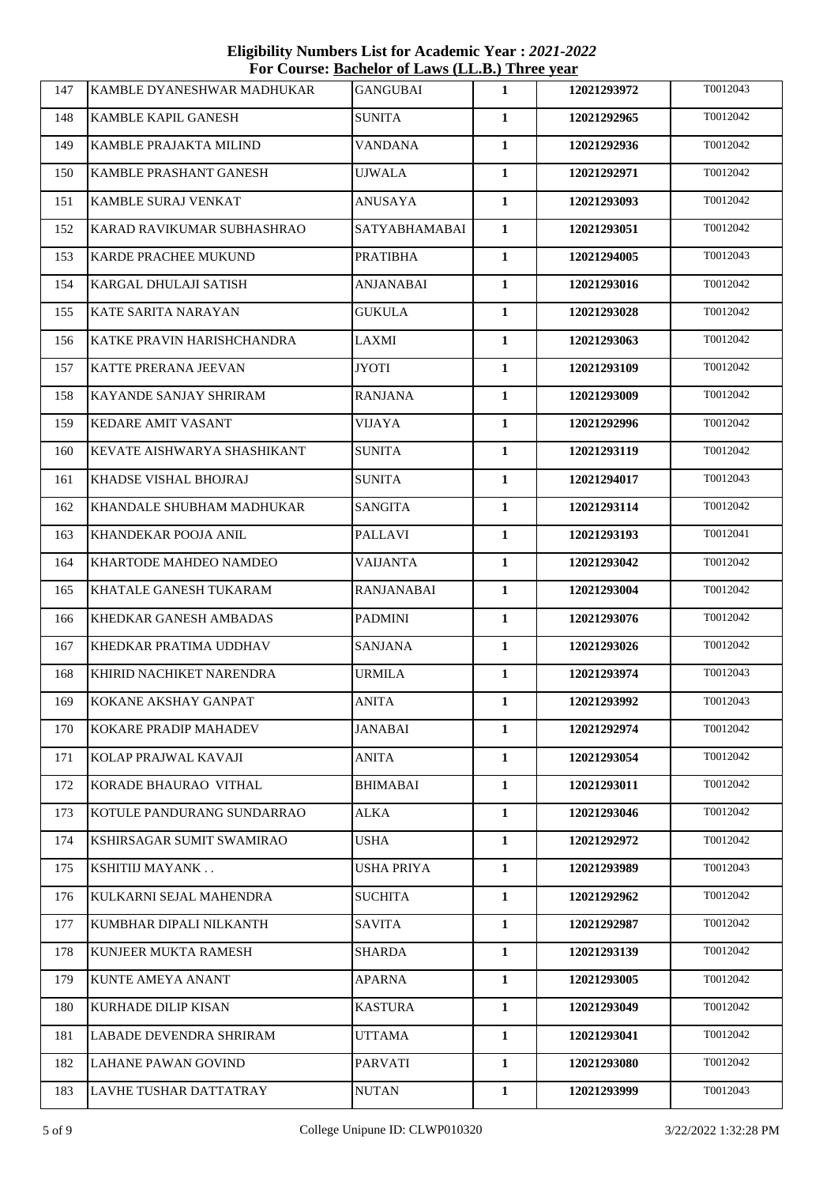**Eligibility Numbers List for Academic Year : *2021-2022***
**For Course: Bachelor of Laws (LL.B.) Three year**

| | | | | | |
|---|---|---|---|---|---|
| 147 | KAMBLE DYANESHWAR MADHUKAR | GANGUBAI | 1 | 12021293972 | T0012043 |
| 148 | KAMBLE KAPIL GANESH | SUNITA | 1 | 12021292965 | T0012042 |
| 149 | KAMBLE PRAJAKTA MILIND | VANDANA | 1 | 12021292936 | T0012042 |
| 150 | KAMBLE PRASHANT GANESH | UJWALA | 1 | 12021292971 | T0012042 |
| 151 | KAMBLE SURAJ VENKAT | ANUSAYA | 1 | 12021293093 | T0012042 |
| 152 | KARAD RAVIKUMAR SUBHASHRAO | SATYABHAMABAI | 1 | 12021293051 | T0012042 |
| 153 | KARDE PRACHEE MUKUND | PRATIBHA | 1 | 12021294005 | T0012043 |
| 154 | KARGAL DHULAJI SATISH | ANJANABAI | 1 | 12021293016 | T0012042 |
| 155 | KATE SARITA NARAYAN | GUKULA | 1 | 12021293028 | T0012042 |
| 156 | KATKE PRAVIN HARISHCHANDRA | LAXMI | 1 | 12021293063 | T0012042 |
| 157 | KATTE PRERANA JEEVAN | JYOTI | 1 | 12021293109 | T0012042 |
| 158 | KAYANDE SANJAY SHRIRAM | RANJANA | 1 | 12021293009 | T0012042 |
| 159 | KEDARE AMIT VASANT | VIJAYA | 1 | 12021292996 | T0012042 |
| 160 | KEVATE AISHWARYA SHASHIKANT | SUNITA | 1 | 12021293119 | T0012042 |
| 161 | KHADSE VISHAL BHOJRAJ | SUNITA | 1 | 12021294017 | T0012043 |
| 162 | KHANDALE SHUBHAM MADHUKAR | SANGITA | 1 | 12021293114 | T0012042 |
| 163 | KHANDEKAR POOJA ANIL | PALLAVI | 1 | 12021293193 | T0012041 |
| 164 | KHARTODE MAHDEO NAMDEO | VAIJANTA | 1 | 12021293042 | T0012042 |
| 165 | KHATALE GANESH TUKARAM | RANJANABAI | 1 | 12021293004 | T0012042 |
| 166 | KHEDKAR GANESH AMBADAS | PADMINI | 1 | 12021293076 | T0012042 |
| 167 | KHEDKAR PRATIMA UDDHAV | SANJANA | 1 | 12021293026 | T0012042 |
| 168 | KHIRID NACHIKET NARENDRA | URMILA | 1 | 12021293974 | T0012043 |
| 169 | KOKANE AKSHAY GANPAT | ANITA | 1 | 12021293992 | T0012043 |
| 170 | KOKARE PRADIP MAHADEV | JANABAI | 1 | 12021292974 | T0012042 |
| 171 | KOLAP PRAJWAL KAVAJI | ANITA | 1 | 12021293054 | T0012042 |
| 172 | KORADE BHAURAO VITHAL | BHIMABAI | 1 | 12021293011 | T0012042 |
| 173 | KOTULE PANDURANG SUNDARRAO | ALKA | 1 | 12021293046 | T0012042 |
| 174 | KSHIRSAGAR SUMIT SWAMIRAO | USHA | 1 | 12021292972 | T0012042 |
| 175 | KSHITIJ MAYANK . . | USHA PRIYA | 1 | 12021293989 | T0012043 |
| 176 | KULKARNI SEJAL MAHENDRA | SUCHITA | 1 | 12021292962 | T0012042 |
| 177 | KUMBHAR DIPALI NILKANTH | SAVITA | 1 | 12021292987 | T0012042 |
| 178 | KUNJEER MUKTA RAMESH | SHARDA | 1 | 12021293139 | T0012042 |
| 179 | KUNTE AMEYA ANANT | APARNA | 1 | 12021293005 | T0012042 |
| 180 | KURHADE DILIP KISAN | KASTURA | 1 | 12021293049 | T0012042 |
| 181 | LABADE DEVENDRA SHRIRAM | UTTAMA | 1 | 12021293041 | T0012042 |
| 182 | LAHANE PAWAN GOVIND | PARVATI | 1 | 12021293080 | T0012042 |
| 183 | LAVHE TUSHAR DATTATRAY | NUTAN | 1 | 12021293999 | T0012043 |

College Unipune ID: CLWP010320 3/22/2022 1:32:28 PM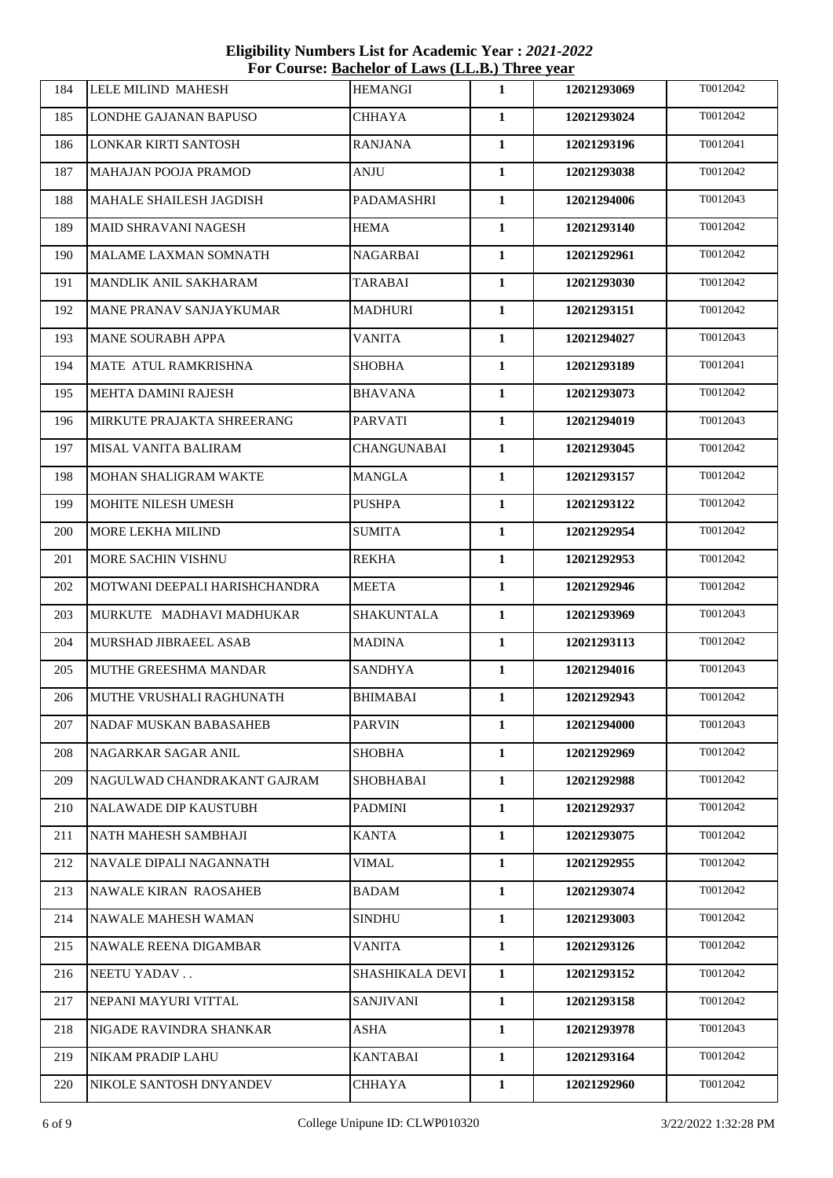**Eligibility Numbers List for Academic Year : *2021-2022***
**For Course: Bachelor of Laws (LL.B.) Three year**

| | | | | | |
|---|---|---|---|---|---|
| 184 | LELE MILIND MAHESH | HEMANGI | 1 | 12021293069 | T0012042 |
| 185 | LONDHE GAJANAN BAPUSO | CHHAYA | 1 | 12021293024 | T0012042 |
| 186 | LONKAR KIRTI SANTOSH | RANJANA | 1 | 12021293196 | T0012041 |
| 187 | MAHAJAN POOJA PRAMOD | ANJU | 1 | 12021293038 | T0012042 |
| 188 | MAHALE SHAILESH JAGDISH | PADAMASHRI | 1 | 12021294006 | T0012043 |
| 189 | MAID SHRAVANI NAGESH | HEMA | 1 | 12021293140 | T0012042 |
| 190 | MALAME LAXMAN SOMNATH | NAGARBAI | 1 | 12021292961 | T0012042 |
| 191 | MANDLIK ANIL SAKHARAM | TARABAI | 1 | 12021293030 | T0012042 |
| 192 | MANE PRANAV SANJAYKUMAR | MADHURI | 1 | 12021293151 | T0012042 |
| 193 | MANE SOURABH APPA | VANITA | 1 | 12021294027 | T0012043 |
| 194 | MATE ATUL RAMKRISHNA | SHOBHA | 1 | 12021293189 | T0012041 |
| 195 | MEHTA DAMINI RAJESH | BHAVANA | 1 | 12021293073 | T0012042 |
| 196 | MIRKUTE PRAJAKTA SHREERANG | PARVATI | 1 | 12021294019 | T0012043 |
| 197 | MISAL VANITA BALIRAM | CHANGUNABAI | 1 | 12021293045 | T0012042 |
| 198 | MOHAN SHALIGRAM WAKTE | MANGLA | 1 | 12021293157 | T0012042 |
| 199 | MOHITE NILESH UMESH | PUSHPA | 1 | 12021293122 | T0012042 |
| 200 | MORE LEKHA MILIND | SUMITA | 1 | 12021292954 | T0012042 |
| 201 | MORE SACHIN VISHNU | REKHA | 1 | 12021292953 | T0012042 |
| 202 | MOTWANI DEEPALI HARISHCHANDRA | MEETA | 1 | 12021292946 | T0012042 |
| 203 | MURKUTE MADHAVI MADHUKAR | SHAKUNTALA | 1 | 12021293969 | T0012043 |
| 204 | MURSHAD JIBRAEEL ASAB | MADINA | 1 | 12021293113 | T0012042 |
| 205 | MUTHE GREESHMA MANDAR | SANDHYA | 1 | 12021294016 | T0012043 |
| 206 | MUTHE VRUSHALI RAGHUNATH | BHIMABAI | 1 | 12021292943 | T0012042 |
| 207 | NADAF MUSKAN BABASAHEB | PARVIN | 1 | 12021294000 | T0012043 |
| 208 | NAGARKAR SAGAR ANIL | SHOBHA | 1 | 12021292969 | T0012042 |
| 209 | NAGULWAD CHANDRAKANT GAJRAM | SHOBHABAI | 1 | 12021292988 | T0012042 |
| 210 | NALAWADE DIP KAUSTUBH | PADMINI | 1 | 12021292937 | T0012042 |
| 211 | NATH MAHESH SAMBHAJI | KANTA | 1 | 12021293075 | T0012042 |
| 212 | NAVALE DIPALI NAGANNATH | VIMAL | 1 | 12021292955 | T0012042 |
| 213 | NAWALE KIRAN RAOSAHEB | BADAM | 1 | 12021293074 | T0012042 |
| 214 | NAWALE MAHESH WAMAN | SINDHU | 1 | 12021293003 | T0012042 |
| 215 | NAWALE REENA DIGAMBAR | VANITA | 1 | 12021293126 | T0012042 |
| 216 | NEETU YADAV . . | SHASHIKALA DEVI | 1 | 12021293152 | T0012042 |
| 217 | NEPANI MAYURI VITTAL | SANJIVANI | 1 | 12021293158 | T0012042 |
| 218 | NIGADE RAVINDRA SHANKAR | ASHA | 1 | 12021293978 | T0012043 |
| 219 | NIKAM PRADIP LAHU | KANTABAI | 1 | 12021293164 | T0012042 |
| 220 | NIKOLE SANTOSH DNYANDEV | CHHAYA | 1 | 12021292960 | T0012042 |

College Unipune ID: CLWP010320

3/22/2022 1:32:28 PM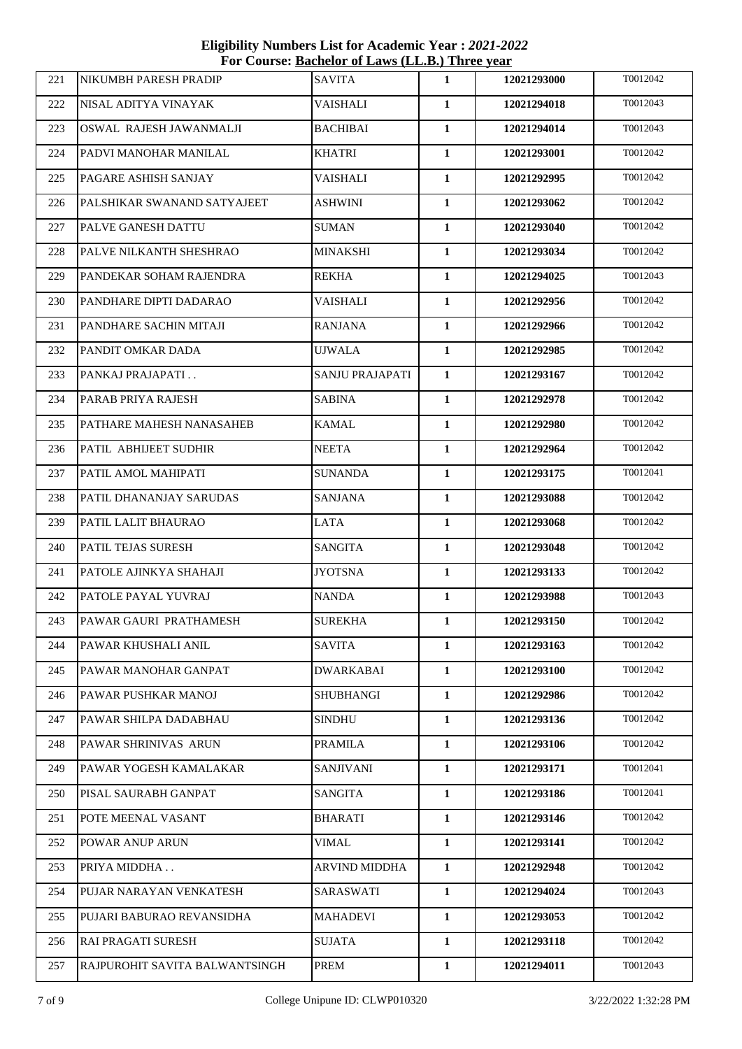**Eligibility Numbers List for Academic Year : *2021-2022***
**For Course: Bachelor of Laws (LL.B.) Three year**

| | | | | | |
|---|---|---|---|---|---|
| 221 | NIKUMBH PARESH PRADIP | SAVITA | 1 | 12021293000 | T0012042 |
| 222 | NISAL ADITYA VINAYAK | VAISHALI | 1 | 12021294018 | T0012043 |
| 223 | OSWAL RAJESH JAWANMALJI | BACHIBAI | 1 | 12021294014 | T0012043 |
| 224 | PADVI MANOHAR MANILAL | KHATRI | 1 | 12021293001 | T0012042 |
| 225 | PAGARE ASHISH SANJAY | VAISHALI | 1 | 12021292995 | T0012042 |
| 226 | PALSHIKAR SWANAND SATYAJEET | ASHWINI | 1 | 12021293062 | T0012042 |
| 227 | PALVE GANESH DATTU | SUMAN | 1 | 12021293040 | T0012042 |
| 228 | PALVE NILKANTH SHESHRAO | MINAKSHI | 1 | 12021293034 | T0012042 |
| 229 | PANDEKAR SOHAM RAJENDRA | REKHA | 1 | 12021294025 | T0012043 |
| 230 | PANDHARE DIPTI DADARAO | VAISHALI | 1 | 12021292956 | T0012042 |
| 231 | PANDHARE SACHIN MITAJI | RANJANA | 1 | 12021292966 | T0012042 |
| 232 | PANDIT OMKAR DADA | UJWALA | 1 | 12021292985 | T0012042 |
| 233 | PANKAJ PRAJAPATI . . | SANJU PRAJAPATI | 1 | 12021293167 | T0012042 |
| 234 | PARAB PRIYA RAJESH | SABINA | 1 | 12021292978 | T0012042 |
| 235 | PATHARE MAHESH NANASAHEB | KAMAL | 1 | 12021292980 | T0012042 |
| 236 | PATIL ABHIJEET SUDHIR | NEETA | 1 | 12021292964 | T0012042 |
| 237 | PATIL AMOL MAHIPATI | SUNANDA | 1 | 12021293175 | T0012041 |
| 238 | PATIL DHANANJAY SARUDAS | SANJANA | 1 | 12021293088 | T0012042 |
| 239 | PATIL LALIT BHAURAO | LATA | 1 | 12021293068 | T0012042 |
| 240 | PATIL TEJAS SURESH | SANGITA | 1 | 12021293048 | T0012042 |
| 241 | PATOLE AJINKYA SHAHAJI | JYOTSNA | 1 | 12021293133 | T0012042 |
| 242 | PATOLE PAYAL YUVRAJ | NANDA | 1 | 12021293988 | T0012043 |
| 243 | PAWAR GAURI PRATHAMESH | SUREKHA | 1 | 12021293150 | T0012042 |
| 244 | PAWAR KHUSHALI ANIL | SAVITA | 1 | 12021293163 | T0012042 |
| 245 | PAWAR MANOHAR GANPAT | DWARKABAI | 1 | 12021293100 | T0012042 |
| 246 | PAWAR PUSHKAR MANOJ | SHUBHANGI | 1 | 12021292986 | T0012042 |
| 247 | PAWAR SHILPA DADABHAU | SINDHU | 1 | 12021293136 | T0012042 |
| 248 | PAWAR SHRINIVAS ARUN | PRAMILA | 1 | 12021293106 | T0012042 |
| 249 | PAWAR YOGESH KAMALAKAR | SANJIVANI | 1 | 12021293171 | T0012041 |
| 250 | PISAL SAURABH GANPAT | SANGITA | 1 | 12021293186 | T0012041 |
| 251 | POTE MEENAL VASANT | BHARATI | 1 | 12021293146 | T0012042 |
| 252 | POWAR ANUP ARUN | VIMAL | 1 | 12021293141 | T0012042 |
| 253 | PRIYA MIDDHA . . | ARVIND MIDDHA | 1 | 12021292948 | T0012042 |
| 254 | PUJAR NARAYAN VENKATESH | SARASWATI | 1 | 12021294024 | T0012043 |
| 255 | PUJARI BABURAO REVANSIDHA | MAHADEVI | 1 | 12021293053 | T0012042 |
| 256 | RAI PRAGATI SURESH | SUJATA | 1 | 12021293118 | T0012042 |
| 257 | RAJPUROHIT SAVITA BALWANTSINGH | PREM | 1 | 12021294011 | T0012043 |

College Unipune ID: CLWP010320 3/22/2022 1:32:28 PM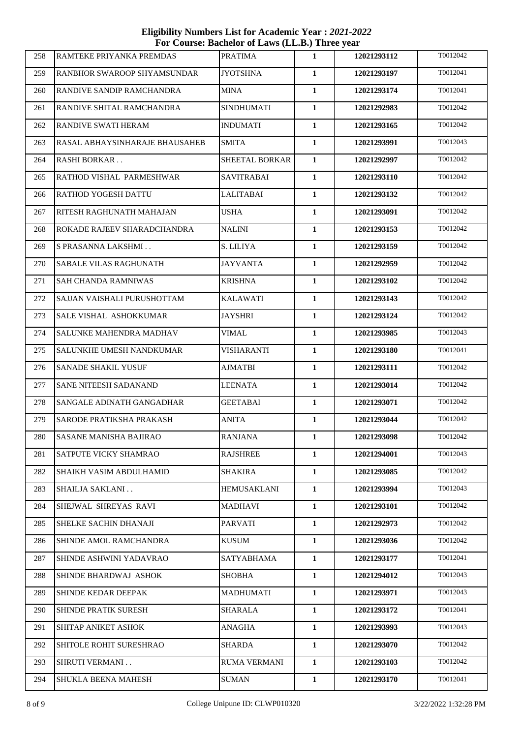**Eligibility Numbers List for Academic Year : *2021-2022***
**For Course: Bachelor of Laws (LL.B.) Three year**

| | | | | | |
|---|---|---|---|---|---|
| 258 | RAMTEKE PRIYANKA PREMDAS | PRATIMA | 1 | 12021293112 | T0012042 |
| 259 | RANBHOR SWAROOP SHYAMSUNDAR | JYOTSHNA | 1 | 12021293197 | T0012041 |
| 260 | RANDIVE SANDIP RAMCHANDRA | MINA | 1 | 12021293174 | T0012041 |
| 261 | RANDIVE SHITAL RAMCHANDRA | SINDHUMATI | 1 | 12021292983 | T0012042 |
| 262 | RANDIVE SWATI HERAM | INDUMATI | 1 | 12021293165 | T0012042 |
| 263 | RASAL ABHAYSINHARAJE BHAUSAHEB | SMITA | 1 | 12021293991 | T0012043 |
| 264 | RASHI BORKAR . . | SHEETAL BORKAR | 1 | 12021292997 | T0012042 |
| 265 | RATHOD VISHAL PARMESHWAR | SAVITRABAI | 1 | 12021293110 | T0012042 |
| 266 | RATHOD YOGESH DATTU | LALITABAI | 1 | 12021293132 | T0012042 |
| 267 | RITESH RAGHUNATH MAHAJAN | USHA | 1 | 12021293091 | T0012042 |
| 268 | ROKADE RAJEEV SHARADCHANDRA | NALINI | 1 | 12021293153 | T0012042 |
| 269 | S PRASANNA LAKSHMI . . | S. LILIYA | 1 | 12021293159 | T0012042 |
| 270 | SABALE VILAS RAGHUNATH | JAYVANTA | 1 | 12021292959 | T0012042 |
| 271 | SAH CHANDA RAMNIWAS | KRISHNA | 1 | 12021293102 | T0012042 |
| 272 | SAJJAN VAISHALI PURUSHOTTAM | KALAWATI | 1 | 12021293143 | T0012042 |
| 273 | SALE VISHAL ASHOKKUMAR | JAYSHRI | 1 | 12021293124 | T0012042 |
| 274 | SALUNKE MAHENDRA MADHAV | VIMAL | 1 | 12021293985 | T0012043 |
| 275 | SALUNKHE UMESH NANDKUMAR | VISHARANTI | 1 | 12021293180 | T0012041 |
| 276 | SANADE SHAKIL YUSUF | AJMATBI | 1 | 12021293111 | T0012042 |
| 277 | SANE NITEESH SADANAND | LEENATA | 1 | 12021293014 | T0012042 |
| 278 | SANGALE ADINATH GANGADHAR | GEETABAI | 1 | 12021293071 | T0012042 |
| 279 | SARODE PRATIKSHA PRAKASH | ANITA | 1 | 12021293044 | T0012042 |
| 280 | SASANE MANISHA BAJIRAO | RANJANA | 1 | 12021293098 | T0012042 |
| 281 | SATPUTE VICKY SHAMRAO | RAJSHREE | 1 | 12021294001 | T0012043 |
| 282 | SHAIKH VASIM ABDULHAMID | SHAKIRA | 1 | 12021293085 | T0012042 |
| 283 | SHAILJA SAKLANI . . | HEMUSAKLANI | 1 | 12021293994 | T0012043 |
| 284 | SHEJWAL SHREYAS RAVI | MADHAVI | 1 | 12021293101 | T0012042 |
| 285 | SHELKE SACHIN DHANAJI | PARVATI | 1 | 12021292973 | T0012042 |
| 286 | SHINDE AMOL RAMCHANDRA | KUSUM | 1 | 12021293036 | T0012042 |
| 287 | SHINDE ASHWINI YADAVRAO | SATYABHAMA | 1 | 12021293177 | T0012041 |
| 288 | SHINDE BHARDWAJ ASHOK | SHOBHA | 1 | 12021294012 | T0012043 |
| 289 | SHINDE KEDAR DEEPAK | MADHUMATI | 1 | 12021293971 | T0012043 |
| 290 | SHINDE PRATIK SURESH | SHARALA | 1 | 12021293172 | T0012041 |
| 291 | SHITAP ANIKET ASHOK | ANAGHA | 1 | 12021293993 | T0012043 |
| 292 | SHITOLE ROHIT SURESHRAO | SHARDA | 1 | 12021293070 | T0012042 |
| 293 | SHRUTI VERMANI . . | RUMA VERMANI | 1 | 12021293103 | T0012042 |
| 294 | SHUKLA BEENA MAHESH | SUMAN | 1 | 12021293170 | T0012041 |

College Unipune ID: CLWP010320 3/22/2022 1:32:28 PM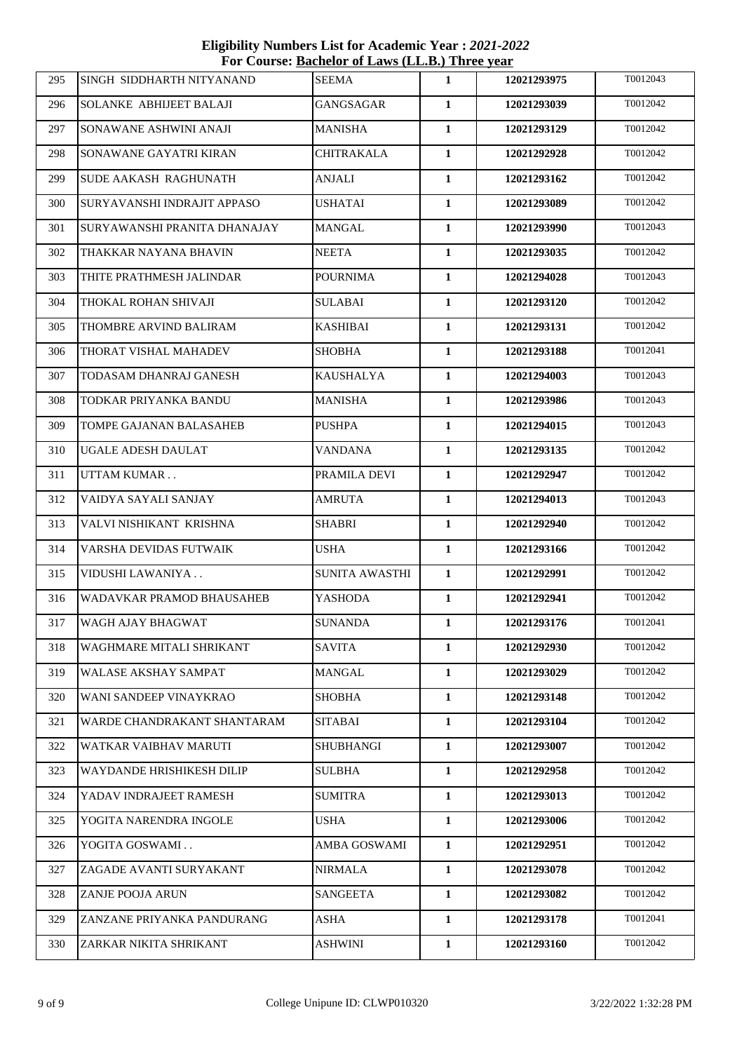**Eligibility Numbers List for Academic Year : *2021-2022***
**For Course: Bachelor of Laws (LL.B.) Three year**

| | | | | | |
|---|---|---|---|---|---|
| 295 | SINGH SIDDHARTH NITYANAND | SEEMA | 1 | 12021293975 | T0012043 |
| 296 | SOLANKE ABHIJEET BALAJI | GANGSAGAR | 1 | 12021293039 | T0012042 |
| 297 | SONAWANE ASHWINI ANAJI | MANISHA | 1 | 12021293129 | T0012042 |
| 298 | SONAWANE GAYATRI KIRAN | CHITRAKALA | 1 | 12021292928 | T0012042 |
| 299 | SUDE AAKASH RAGHUNATH | ANJALI | 1 | 12021293162 | T0012042 |
| 300 | SURYAVANSHI INDRAJIT APPASO | USHATAI | 1 | 12021293089 | T0012042 |
| 301 | SURYAWANSHI PRANITA DHANAJAY | MANGAL | 1 | 12021293990 | T0012043 |
| 302 | THAKKAR NAYANA BHAVIN | NEETA | 1 | 12021293035 | T0012042 |
| 303 | THITE PRATHMESH JALINDAR | POURNIMA | 1 | 12021294028 | T0012043 |
| 304 | THOKAL ROHAN SHIVAJI | SULABAI | 1 | 12021293120 | T0012042 |
| 305 | THOMBRE ARVIND BALIRAM | KASHIBAI | 1 | 12021293131 | T0012042 |
| 306 | THORAT VISHAL MAHADEV | SHOBHA | 1 | 12021293188 | T0012041 |
| 307 | TODASAM DHANRAJ GANESH | KAUSHALYA | 1 | 12021294003 | T0012043 |
| 308 | TODKAR PRIYANKA BANDU | MANISHA | 1 | 12021293986 | T0012043 |
| 309 | TOMPE GAJANAN BALASAHEB | PUSHPA | 1 | 12021294015 | T0012043 |
| 310 | UGALE ADESH DAULAT | VANDANA | 1 | 12021293135 | T0012042 |
| 311 | UTTAM KUMAR . . | PRAMILA DEVI | 1 | 12021292947 | T0012042 |
| 312 | VAIDYA SAYALI SANJAY | AMRUTA | 1 | 12021294013 | T0012043 |
| 313 | VALVI NISHIKANT KRISHNA | SHABRI | 1 | 12021292940 | T0012042 |
| 314 | VARSHA DEVIDAS FUTWAIK | USHA | 1 | 12021293166 | T0012042 |
| 315 | VIDUSHI LAWANIYA . . | SUNITA AWASTHI | 1 | 12021292991 | T0012042 |
| 316 | WADAVKAR PRAMOD BHAUSAHEB | YASHODA | 1 | 12021292941 | T0012042 |
| 317 | WAGH AJAY BHAGWAT | SUNANDA | 1 | 12021293176 | T0012041 |
| 318 | WAGHMARE MITALI SHRIKANT | SAVITA | 1 | 12021292930 | T0012042 |
| 319 | WALASE AKSHAY SAMPAT | MANGAL | 1 | 12021293029 | T0012042 |
| 320 | WANI SANDEEP VINAYKRAO | SHOBHA | 1 | 12021293148 | T0012042 |
| 321 | WARDE CHANDRAKANT SHANTARAM | SITABAI | 1 | 12021293104 | T0012042 |
| 322 | WATKAR VAIBHAV MARUTI | SHUBHANGI | 1 | 12021293007 | T0012042 |
| 323 | WAYDANDE HRISHIKESH DILIP | SULBHA | 1 | 12021292958 | T0012042 |
| 324 | YADAV INDRAJEET RAMESH | SUMITRA | 1 | 12021293013 | T0012042 |
| 325 | YOGITA NARENDRA INGOLE | USHA | 1 | 12021293006 | T0012042 |
| 326 | YOGITA GOSWAMI . . | AMBA GOSWAMI | 1 | 12021292951 | T0012042 |
| 327 | ZAGADE AVANTI SURYAKANT | NIRMALA | 1 | 12021293078 | T0012042 |
| 328 | ZANJE POOJA ARUN | SANGEETA | 1 | 12021293082 | T0012042 |
| 329 | ZANZANE PRIYANKA PANDURANG | ASHA | 1 | 12021293178 | T0012041 |
| 330 | ZARKAR NIKITA SHRIKANT | ASHWINI | 1 | 12021293160 | T0012042 |

College Unipune ID: CLWP010320

3/22/2022 1:32:28 PM